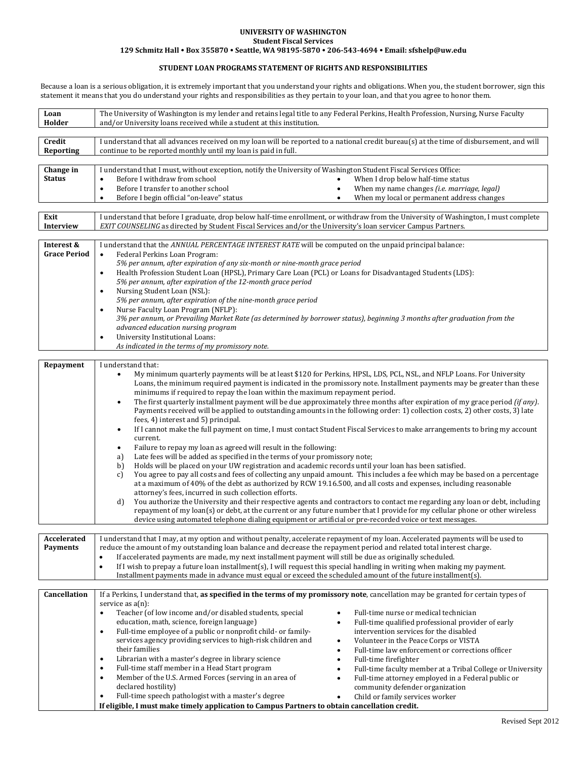**UNIVERSITY OF WASHINGTON**
**Student Fiscal Services**
**129 Schmitz Hall • Box 355870 • Seattle, WA 98195-5870 • 206-543-4694 • Email: sfshelp@uw.edu**

## STUDENT LOAN PROGRAMS STATEMENT OF RIGHTS AND RESPONSIBILITIES

Because a loan is a serious obligation, it is extremely important that you understand your rights and obligations. When you, the student borrower, sign this statement it means that you do understand your rights and responsibilities as they pertain to your loan, and that you agree to honor them.

**Loan Holder**

The University of Washington is my lender and retains legal title to any Federal Perkins, Health Profession, Nursing, Nurse Faculty and/or University loans received while a student at this institution.

**Credit Reporting**

I understand that all advances received on my loan will be reported to a national credit bureau(s) at the time of disbursement, and will continue to be reported monthly until my loan is paid in full.

**Change in Status**

I understand that I must, without exception, notify the University of Washington Student Fiscal Services Office:

- Before I withdraw from school
- Before I transfer to another school
- Before I begin official "on-leave" status
- When I drop below half-time status
- When my name changes *(i.e. marriage, legal)*
- When my local or permanent address changes

**Exit Interview**

I understand that before I graduate, drop below half-time enrollment, or withdraw from the University of Washington, I must complete *EXIT COUNSELING* as directed by Student Fiscal Services and/or the University's loan servicer Campus Partners.

**Interest & Grace Period**

I understand that the *ANNUAL PERCENTAGE INTEREST RATE* will be computed on the unpaid principal balance:

- Federal Perkins Loan Program:
  *5% per annum, after expiration of any six-month or nine-month grace period*
- Health Profession Student Loan (HPSL), Primary Care Loan (PCL) or Loans for Disadvantaged Students (LDS):
  *5% per annum, after expiration of the 12-month grace period*
- Nursing Student Loan (NSL):
  *5% per annum, after expiration of the nine-month grace period*
- Nurse Faculty Loan Program (NFLP):
  *3% per annum, or Prevailing Market Rate (as determined by borrower status), beginning 3 months after graduation from the advanced education nursing program*
- University Institutional Loans:
  *As indicated in the terms of my promissory note.*

**Repayment**

I understand that:

- My minimum quarterly payments will be at least $120 for Perkins, HPSL, LDS, PCL, NSL, and NFLP Loans. For University Loans, the minimum required payment is indicated in the promissory note. Installment payments may be greater than these minimums if required to repay the loan within the maximum repayment period.
- The first quarterly installment payment will be due approximately three months after expiration of my grace period *(if any)*. Payments received will be applied to outstanding amounts in the following order: 1) collection costs, 2) other costs, 3) late fees, 4) interest and 5) principal.
- If I cannot make the full payment on time, I must contact Student Fiscal Services to make arrangements to bring my account current.
- Failure to repay my loan as agreed will result in the following:

a) Late fees will be added as specified in the terms of your promissory note;
b) Holds will be placed on your UW registration and academic records until your loan has been satisfied.
c) You agree to pay all costs and fees of collecting any unpaid amount. This includes a fee which may be based on a percentage at a maximum of 40% of the debt as authorized by RCW 19.16.500, and all costs and expenses, including reasonable attorney's fees, incurred in such collection efforts.
d) You authorize the University and their respective agents and contractors to contact me regarding any loan or debt, including repayment of my loan(s) or debt, at the current or any future number that I provide for my cellular phone or other wireless device using automated telephone dialing equipment or artificial or pre-recorded voice or text messages.

**Accelerated Payments**

I understand that I may, at my option and without penalty, accelerate repayment of my loan. Accelerated payments will be used to reduce the amount of my outstanding loan balance and decrease the repayment period and related total interest charge.

- If accelerated payments are made, my next installment payment will still be due as originally scheduled.
- If I wish to prepay a future loan installment(s), I will request this special handling in writing when making my payment. Installment payments made in advance must equal or exceed the scheduled amount of the future installment(s).

**Cancellation**

If a Perkins, I understand that, **as specified in the terms of my promissory note**, cancellation may be granted for certain types of service as a(n):

- Teacher (of low income and/or disabled students, special education, math, science, foreign language)
- Full-time employee of a public or nonprofit child- or family-services agency providing services to high-risk children and their families
- Librarian with a master's degree in library science
- Full-time staff member in a Head Start program
- Member of the U.S. Armed Forces (serving in an area of declared hostility)
- Full-time speech pathologist with a master's degree
- Full-time nurse or medical technician
- Full-time qualified professional provider of early intervention services for the disabled
- Volunteer in the Peace Corps or VISTA
- Full-time law enforcement or corrections officer
- Full-time firefighter
- Full-time faculty member at a Tribal College or University
- Full-time attorney employed in a Federal public or community defender organization
- Child or family services worker

**If eligible, I must make timely application to Campus Partners to obtain cancellation credit.**

Revised Sept 2012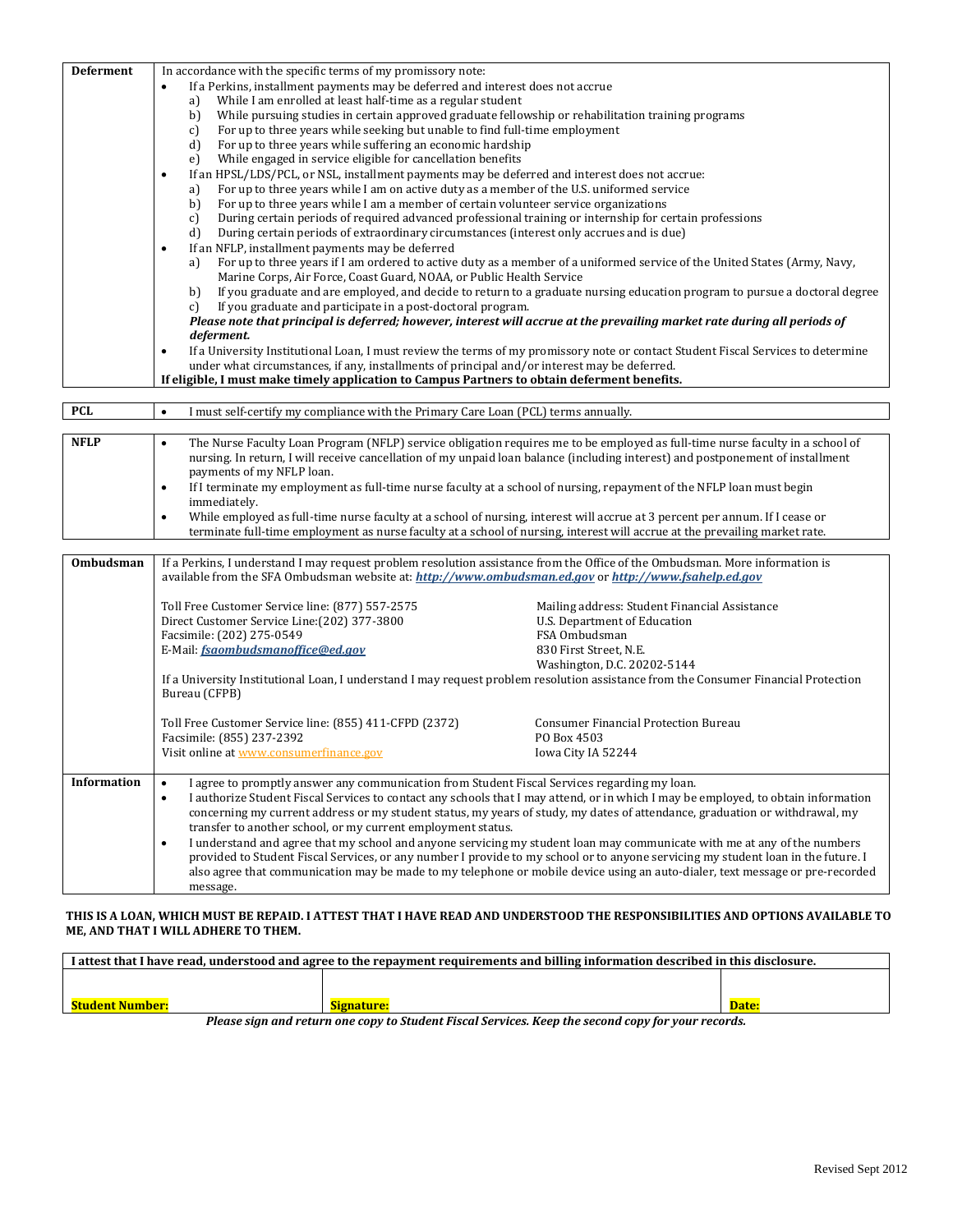| | |
|---|---|
| **Deferment** | In accordance with the specific terms of my promissory note:<br>• If a Perkins, installment payments may be deferred and interest does not accrue<br>a) While I am enrolled at least half-time as a regular student<br>b) While pursuing studies in certain approved graduate fellowship or rehabilitation training programs<br>c) For up to three years while seeking but unable to find full-time employment<br>d) For up to three years while suffering an economic hardship<br>e) While engaged in service eligible for cancellation benefits<br>• If an HPSL/LDS/PCL, or NSL, installment payments may be deferred and interest does not accrue:<br>a) For up to three years while I am on active duty as a member of the U.S. uniformed service<br>b) For up to three years while I am a member of certain volunteer service organizations<br>c) During certain periods of required advanced professional training or internship for certain professions<br>d) During certain periods of extraordinary circumstances (interest only accrues and is due)<br>• If an NFLP, installment payments may be deferred<br>a) For up to three years if I am ordered to active duty as a member of a uniformed service of the United States (Army, Navy, Marine Corps, Air Force, Coast Guard, NOAA, or Public Health Service<br>b) If you graduate and are employed, and decide to return to a graduate nursing education program to pursue a doctoral degree<br>c) If you graduate and participate in a post-doctoral program.<br>***Please note that principal is deferred; however, interest will accrue at the prevailing market rate during all periods of deferment.***<br>• If a University Institutional Loan, I must review the terms of my promissory note or contact Student Fiscal Services to determine under what circumstances, if any, installments of principal and/or interest may be deferred.<br>**If eligible, I must make timely application to Campus Partners to obtain deferment benefits.** |

| | |
|---|---|
| **PCL** | • I must self-certify my compliance with the Primary Care Loan (PCL) terms annually. |

| | |
|---|---|
| **NFLP** | • The Nurse Faculty Loan Program (NFLP) service obligation requires me to be employed as full-time nurse faculty in a school of nursing. In return, I will receive cancellation of my unpaid loan balance (including interest) and postponement of installment payments of my NFLP loan.<br>• If I terminate my employment as full-time nurse faculty at a school of nursing, repayment of the NFLP loan must begin immediately.<br>• While employed as full-time nurse faculty at a school of nursing, interest will accrue at 3 percent per annum. If I cease or terminate full-time employment as nurse faculty at a school of nursing, interest will accrue at the prevailing market rate. |

| | |
|---|---|
| **Ombudsman** | If a Perkins, I understand I may request problem resolution assistance from the Office of the Ombudsman. More information is available from the SFA Ombudsman website at: ***http://www.ombudsman.ed.gov*** or ***http://www.fsahelp.ed.gov***<br><br>Toll Free Customer Service line: (877) 557-2575<br>Direct Customer Service Line:(202) 377-3800<br>Facsimile: (202) 275-0549<br>E-Mail: ***fsaombudsmanoffice@ed.gov***<br><br>Mailing address: Student Financial Assistance<br>U.S. Department of Education<br>FSA Ombudsman<br>830 First Street, N.E.<br>Washington, D.C. 20202-5144<br><br>If a University Institutional Loan, I understand I may request problem resolution assistance from the Consumer Financial Protection Bureau (CFPB)<br><br>Toll Free Customer Service line: (855) 411-CFPD (2372)<br>Facsimile: (855) 237-2392<br>Visit online at www.consumerfinance.gov<br><br>Consumer Financial Protection Bureau<br>PO Box 4503<br>Iowa City IA 52244 |
| **Information** | • I agree to promptly answer any communication from Student Fiscal Services regarding my loan.<br>• I authorize Student Fiscal Services to contact any schools that I may attend, or in which I may be employed, to obtain information concerning my current address or my student status, my years of study, my dates of attendance, graduation or withdrawal, my transfer to another school, or my current employment status.<br>• I understand and agree that my school and anyone servicing my student loan may communicate with me at any of the numbers provided to Student Fiscal Services, or any number I provide to my school or to anyone servicing my student loan in the future. I also agree that communication may be made to my telephone or mobile device using an auto-dialer, text message or pre-recorded message. |

**THIS IS A LOAN, WHICH MUST BE REPAID. I ATTEST THAT I HAVE READ AND UNDERSTOOD THE RESPONSIBILITIES AND OPTIONS AVAILABLE TO ME, AND THAT I WILL ADHERE TO THEM.**

| **I attest that I have read, understood and agree to the repayment requirements and billing information described in this disclosure.** | | |
|---|---|---|
| **Student Number:** | **Signature:** | **Date:** |

***Please sign and return one copy to Student Fiscal Services. Keep the second copy for your records.***

Revised Sept 2012